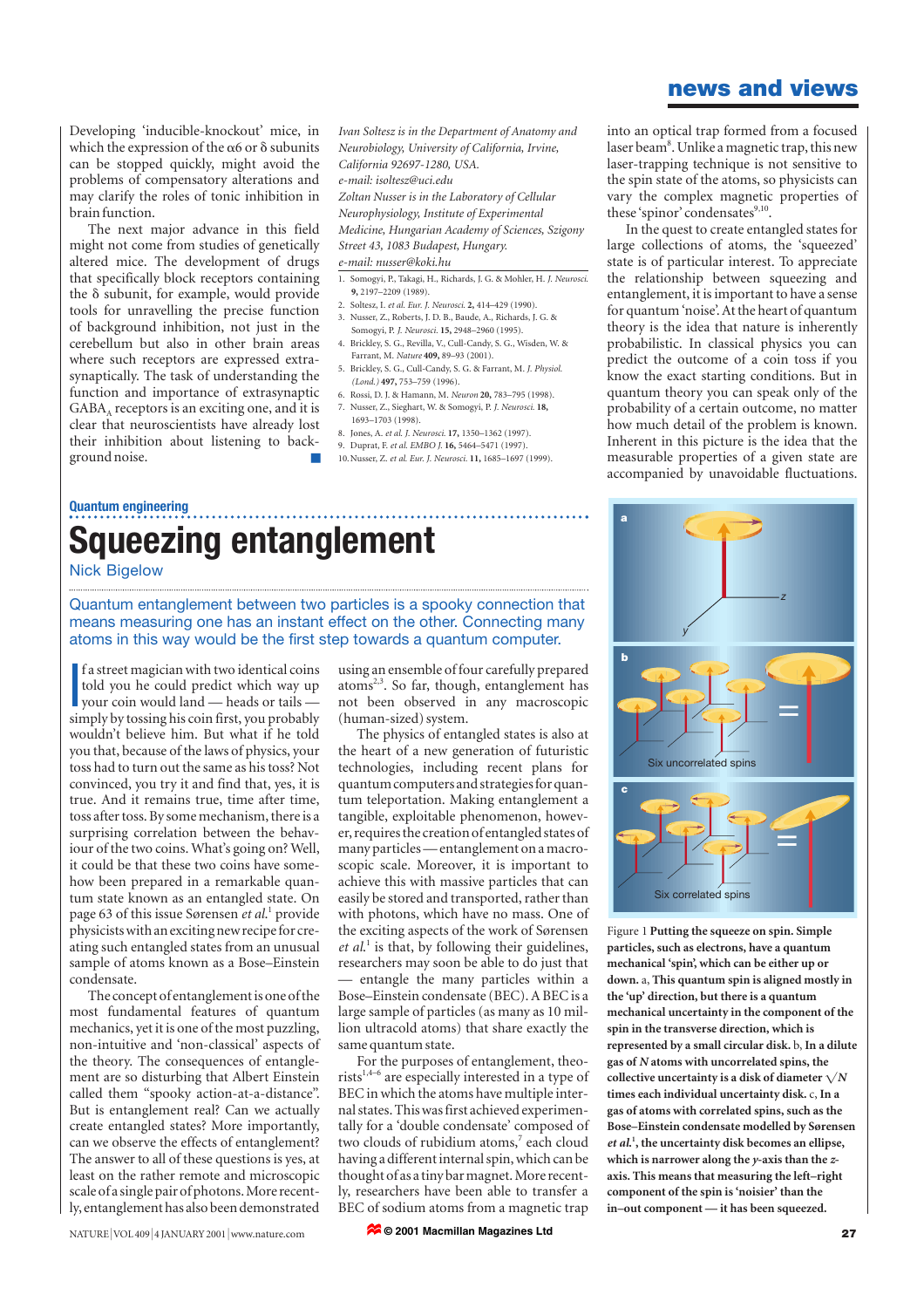Developing 'inducible-knockout' mice, in which the expression of the α6 or δ subunits can be stopped quickly, might avoid the problems of compensatory alterations and may clarify the roles of tonic inhibition in brain function.

The next major advance in this field might not come from studies of genetically altered mice. The development of drugs that specifically block receptors containing the δ subunit, for example, would provide tools for unravelling the precise function of background inhibition, not just in the cerebellum but also in other brain areas where such receptors are expressed extrasynaptically. The task of understanding the function and importance of extrasynaptic $GABA_A$ receptors is an exciting one, and it is clear that neuroscientists have already lost their inhibition about listening to background noise.

*Ivan Soltesz is in the Department of Anatomy and Neurobiology, University of California, Irvine, California 92697-1280, USA.*
*e-mail: isoltesz@uci.edu*
*Zoltan Nusser is in the Laboratory of Cellular Neurophysiology, Institute of Experimental Medicine, Hungarian Academy of Sciences, Szigony Street 43, 1083 Budapest, Hungary.*
*e-mail: nusser@koki.hu*

1. Somogyi, P., Takagi, H., Richards, J. G. & Mohler, H. *J. Neurosci.* **9**, 2197–2209 (1989).
2. Soltesz, I. *et al. Eur. J. Neurosci.* **2**, 414–429 (1990).
3. Nusser, Z., Roberts, J. D. B., Baude, A., Richards, J. G. & Somogyi, P. *J. Neurosci.* **15**, 2948–2960 (1995).
4. Brickley, S. G., Revilla, V., Cull-Candy, S. G., Wisden, W. & Farrant, M. *Nature* **409**, 89–93 (2001).
5. Brickley, S. G., Cull-Candy, S. G. & Farrant, M. *J. Physiol. (Lond.)* **497**, 753–759 (1996).
6. Rossi, D. J. & Hamann, M. *Neuron* **20**, 783–795 (1998).
7. Nusser, Z., Sieghart, W. & Somogyi, P. *J. Neurosci.* **18**, 1693–1703 (1998).
8. Jones, A. *et al. J. Neurosci.* **17**, 1350–1362 (1997).
9. Duprat, F. *et al. EMBO J.* **16**, 5464–5471 (1997).
10. Nusser, Z. *et al. Eur. J. Neurosci.* **11**, 1685–1697 (1999).

Quantum engineering

# Squeezing entanglement

Nick Bigelow

**Quantum entanglement between two particles is a spooky connection that means measuring one has an instant effect on the other. Connecting many atoms in this way would be the first step towards a quantum computer.**

If a street magician with two identical coins told you he could predict which way up your coin would land — heads or tails — simply by tossing his coin first, you probably wouldn't believe him. But what if he told you that, because of the laws of physics, your toss had to turn out the same as his toss? Not convinced, you try it and find that, yes, it is true. And it remains true, time after time, toss after toss. By some mechanism, there is a surprising correlation between the behaviour of the two coins. What's going on? Well, it could be that these two coins have somehow been prepared in a remarkable quantum state known as an entangled state. On page 63 of this issue Sørensen *et al.*[1] provide physicists with an exciting new recipe for creating such entangled states from an unusual sample of atoms known as a Bose–Einstein condensate.

The concept of entanglement is one of the most fundamental features of quantum mechanics, yet it is one of the most puzzling, non-intuitive and 'non-classical' aspects of the theory. The consequences of entanglement are so disturbing that Albert Einstein called them "spooky action-at-a-distance". But is entanglement real? Can we actually create entangled states? More importantly, can we observe the effects of entanglement? The answer to all of these questions is yes, at least on the rather remote and microscopic scale of a single pair of photons. More recently, entanglement has also been demonstrated using an ensemble of four carefully prepared atoms[2,3]. So far, though, entanglement has not been observed in any macroscopic (human-sized) system.

The physics of entangled states is also at the heart of a new generation of futuristic technologies, including recent plans for quantum computers and strategies for quantum teleportation. Making entanglement a tangible, exploitable phenomenon, however, requires the creation of entangled states of many particles — entanglement on a macroscopic scale. Moreover, it is important to achieve this with massive particles that can easily be stored and transported, rather than with photons, which have no mass. One of the exciting aspects of the work of Sørensen *et al.*[1] is that, by following their guidelines, researchers may soon be able to do just that — entangle the many particles within a Bose–Einstein condensate (BEC). A BEC is a large sample of particles (as many as 10 million ultracold atoms) that share exactly the same quantum state.

For the purposes of entanglement, theorists[1,4–6] are especially interested in a type of BEC in which the atoms have multiple internal states. This was first achieved experimentally for a 'double condensate' composed of two clouds of rubidium atoms,[7] each cloud having a different internal spin, which can be thought of as a tiny bar magnet. More recently, researchers have been able to transfer a BEC of sodium atoms from a magnetic trap into an optical trap formed from a focused laser beam[8]. Unlike a magnetic trap, this new laser-trapping technique is not sensitive to the spin state of the atoms, so physicists can vary the complex magnetic properties of these 'spinor' condensates[9,10].

In the quest to create entangled states for large collections of atoms, the 'squeezed' state is of particular interest. To appreciate the relationship between squeezing and entanglement, it is important to have a sense for quantum 'noise'. At the heart of quantum theory is the idea that nature is inherently probabilistic. In classical physics you can predict the outcome of a coin toss if you know the exact starting conditions. But in quantum theory you can speak only of the probability of a certain outcome, no matter how much detail of the problem is known. Inherent in this picture is the idea that the measurable properties of a given state are accompanied by unavoidable fluctuations.

a

z

y

b

Six uncorrelated spins

c

Six correlated spins

Figure 1 **Putting the squeeze on spin. Simple particles, such as electrons, have a quantum mechanical 'spin', which can be either up or down. a, This quantum spin is aligned mostly in the 'up' direction, but there is a quantum mechanical uncertainty in the component of the spin in the transverse direction, which is represented by a small circular disk. b, In a dilute gas of *N* atoms with uncorrelated spins, the collective uncertainty is a disk of diameter $\sqrt{N}$ times each individual uncertainty disk. c, In a gas of atoms with correlated spins, such as the Bose–Einstein condensate modelled by Sørensen *et al.*[1], the uncertainty disk becomes an ellipse, which is narrower along the *y*-axis than the *z*-axis. This means that measuring the left–right component of the spin is 'noisier' than the in–out component — it has been squeezed.**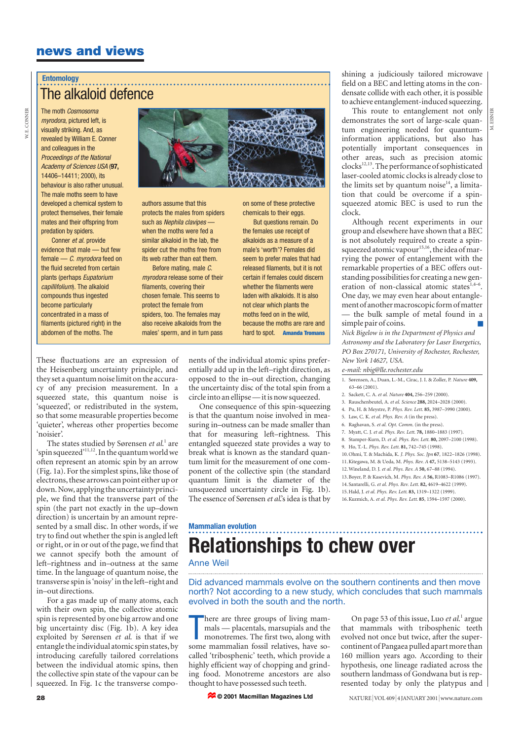## Entomology

# The alkaloid defence

The moth *Cosmosoma myrodora*, pictured left, is visually striking. And, as revealed by William E. Conner and colleagues in the *Proceedings of the National Academy of Sciences USA* (**97,** 14406–14411; 2000), its behaviour is also rather unusual. The male moths seem to have developed a chemical system to protect themselves, their female mates and their offspring from predation by spiders.

Conner *et al.* provide evidence that male — but few female — *C. myrodora* feed on the fluid secreted from certain plants (perhaps *Eupatorium capillifolium*). The alkaloid compounds thus ingested become particularly concentrated in a mass of filaments (pictured right) in the abdomen of the moths. The authors assume that this protects the males from spiders such as *Nephila clavipes* — when the moths were fed a similar alkaloid in the lab, the spider cut the moths free from its web rather than eat them.

Before mating, male *C. myrodora* release some of their filaments, covering their chosen female. This seems to protect the female from spiders, too. The females may also receive alkaloids from the males' sperm, and in turn pass on some of these protective chemicals to their eggs.

But questions remain. Do the females use receipt of alkaloids as a measure of a male's 'worth'? Females did seem to prefer males that had released filaments, but it is not certain if females could discern whether the filaments were laden with alkaloids. It is also not clear which plants the moths feed on in the wild, because the moths are rare and hard to spot. **Amanda Tromans**

These fluctuations are an expression of the Heisenberg uncertainty principle, and they set a quantum noise limit on the accuracy of any precision measurement. In a squeezed state, this quantum noise is 'squeezed', or redistributed in the system, so that some measurable properties become 'quieter', whereas other properties become 'noisier'.

The states studied by Sørensen *et al.*[1] are 'spin squeezed'[11,12]. In the quantum world we often represent an atomic spin by an arrow (Fig. 1a). For the simplest spins, like those of electrons, these arrows can point either up or down. Now, applying the uncertainty principle, we find that the transverse part of the spin (the part not exactly in the up–down direction) is uncertain by an amount represented by a small disc. In other words, if we try to find out whether the spin is angled left or right, or in or out of the page, we find that we cannot specify both the amount of left–rightness and in–outness at the same time. In the language of quantum noise, the transverse spin is 'noisy' in the left–right and in–out directions.

For a gas made up of many atoms, each with their own spin, the collective atomic spin is represented by one big arrow and one big uncertainty disc (Fig. 1b). A key idea exploited by Sørensen *et al.* is that if we entangle the individual atomic spin states, by introducing carefully tailored correlations between the individual atomic spins, then the collective spin state of the vapour can be squeezed. In Fig. 1c the transverse components of the individual atomic spins preferentially add up in the left–right direction, as opposed to the in–out direction, changing the uncertainty disc of the total spin from a circle into an ellipse — it is now squeezed.

One consequence of this spin-squeezing is that the quantum noise involved in measuring in–outness can be made smaller than that for measuring left–rightness. This entangled squeezed state provides a way to break what is known as the standard quantum limit for the measurement of one component of the collective spin (the standard quantum limit is the diameter of the unsqueezed uncertainty circle in Fig. 1b). The essence of Sørensen *et al.*'s idea is that by shining a judiciously tailored microwave field on a BEC and letting atoms in the condensate collide with each other, it is possible to achieve entanglement-induced squeezing.

This route to entanglement not only demonstrates the sort of large-scale quantum engineering needed for quantum-information applications, but also has potentially important consequences in other areas, such as precision atomic clocks[12,13]. The performance of sophisticated laser-cooled atomic clocks is already close to the limits set by quantum noise[14], a limitation that could be overcome if a spin-squeezed atomic BEC is used to run the clock.

Although recent experiments in our group and elsewhere have shown that a BEC is not absolutely required to create a spin-squeezed atomic vapour[15,16], the idea of marrying the power of entanglement with the remarkable properties of a BEC offers outstanding possibilities for creating a new generation of non-classical atomic states[1,4–6]. One day, we may even hear about entanglement of another macroscopic form of matter — the bulk sample of metal found in a simple pair of coins.

*Nick Bigelow is in the Department of Physics and Astronomy and the Laboratory for Laser Energetics, PO Box 270171, University of Rochester, Rochester, New York 14627, USA.*
*e-mail: nbig@lle.rochester.edu*

1. Sørensen, A., Duan, L.-M., Cirac, J. I. & Zoller, P. *Nature* **409**, 63–66 (2001).
2. Sackett, C. A. *et al. Nature* **404,** 256–259 (2000).
3. Rauschenbeutel, A. *et al. Science* **288,** 2024–2028 (2000).
4. Pu, H. & Meystre, P. *Phys. Rev. Lett.* **85,** 3987–3990 (2000).
5. Law, C. K. *et al. Phys. Rev. A* (in the press).
6. Raghavan, S. *et al. Opt. Comm.* (in the press).
7. Myatt, C. J. *et al. Phys. Rev. Lett.* **78,** 1880–1883 (1997).
8. Stamper-Kurn, D. *et al. Phys. Rev. Lett.* **80,** 2097–2100 (1998).
9. Ho, T.-L. *Phys. Rev. Lett.* **81,** 742–745 (1998).
10. Ohmi, T. & Machida, K. *J. Phys. Soc. Jpn* **67**, 1822–1826 (1998).
11. Kitegawa, M. & Ueda, M. *Phys. Rev. A* **47,** 5138–5143 (1993).
12. Wineland, D. J. *et al. Phys. Rev. A* **50,** 67–88 (1994).
13. Boyer, P. & Kasevich, M. *Phys. Rev. A* **56,** R1083–R1086 (1997).
14. Santarelli, G. *et al. Phys. Rev. Lett.* **82,** 4619–4622 (1999).
15. Hald, J. *et al. Phys. Rev. Lett.* **83**, 1319–1322 (1999).
16. Kuzmich, A. *et al. Phys. Rev. Lett.* **85**, 1594–1597 (2000).

## Mammalian evolution

# Relationships to chew over

Anne Weil

**Did advanced mammals evolve on the southern continents and then move north? Not according to a new study, which concludes that such mammals evolved in both the south and the north.**

There are three groups of living mammals — placentals, marsupials and the monotremes. The first two, along with some mammalian fossil relatives, have so-called 'tribosphenic' teeth, which provide a highly efficient way of chopping and grinding food. Monotreme ancestors are also thought to have possessed such teeth.

On page 53 of this issue, Luo *et al.*[1] argue that mammals with tribosphenic teeth evolved not once but twice, after the supercontinent of Pangaea pulled apart more than 160 million years ago. According to their hypothesis, one lineage radiated across the southern landmass of Gondwana but is represented today by only the platypus and